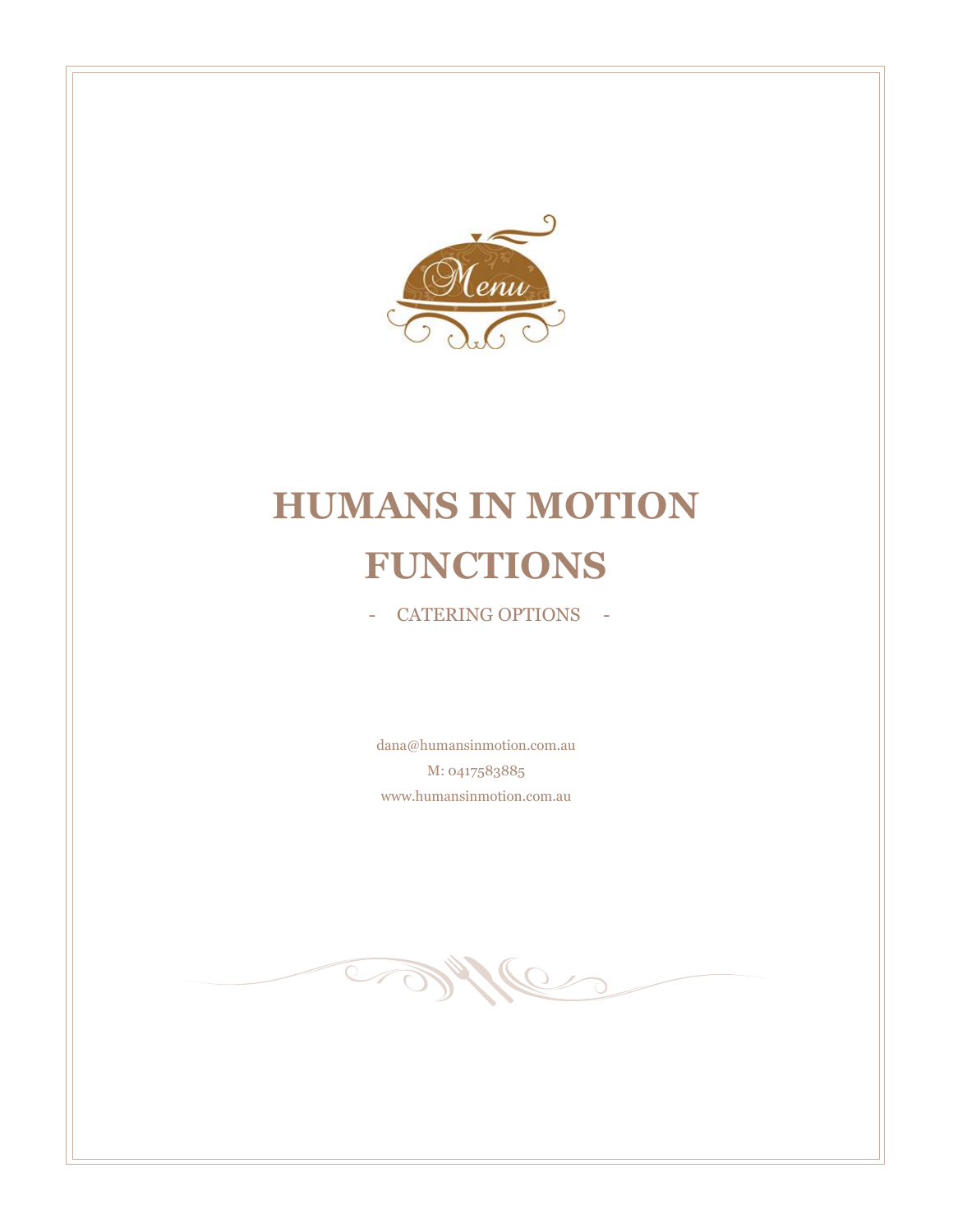# HUMANS IN MOTION FUNCTIONS

- CATERING OPTIONS -

dana@humansinmotion.com.au

M: 0417583885

www.humansinmotion.com.au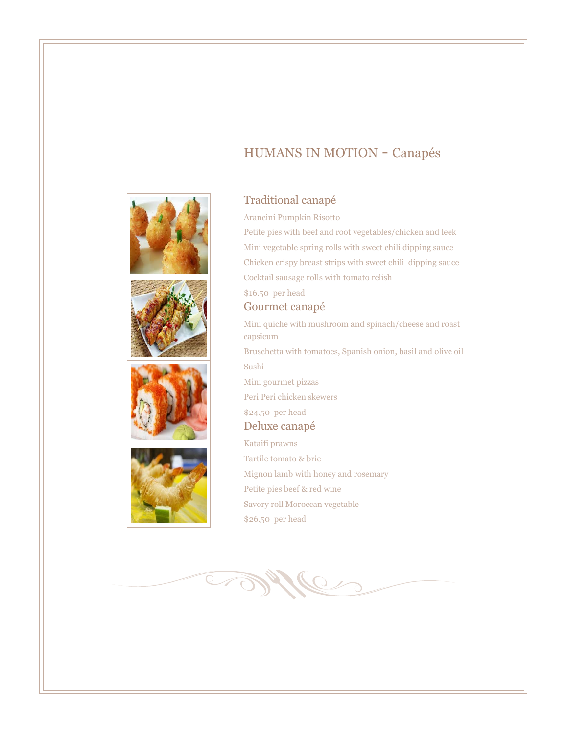# HUMANS IN MOTION - Canapés

## Traditional canapé

Arancini Pumpkin Risotto

Petite pies with beef and root vegetables/chicken and leek

Mini vegetable spring rolls with sweet chili dipping sauce

Chicken crispy breast strips with sweet chili dipping sauce

Cocktail sausage rolls with tomato relish

$16.50 per head

## Gourmet canapé

Mini quiche with mushroom and spinach/cheese and roast capsicum

Bruschetta with tomatoes, Spanish onion, basil and olive oil

Sushi

Mini gourmet pizzas

Peri Peri chicken skewers

$24.50 per head

## Deluxe canapé

Kataifi prawns

Tartile tomato & brie

Mignon lamb with honey and rosemary

Petite pies beef & red wine

Savory roll Moroccan vegetable

$26.50 per head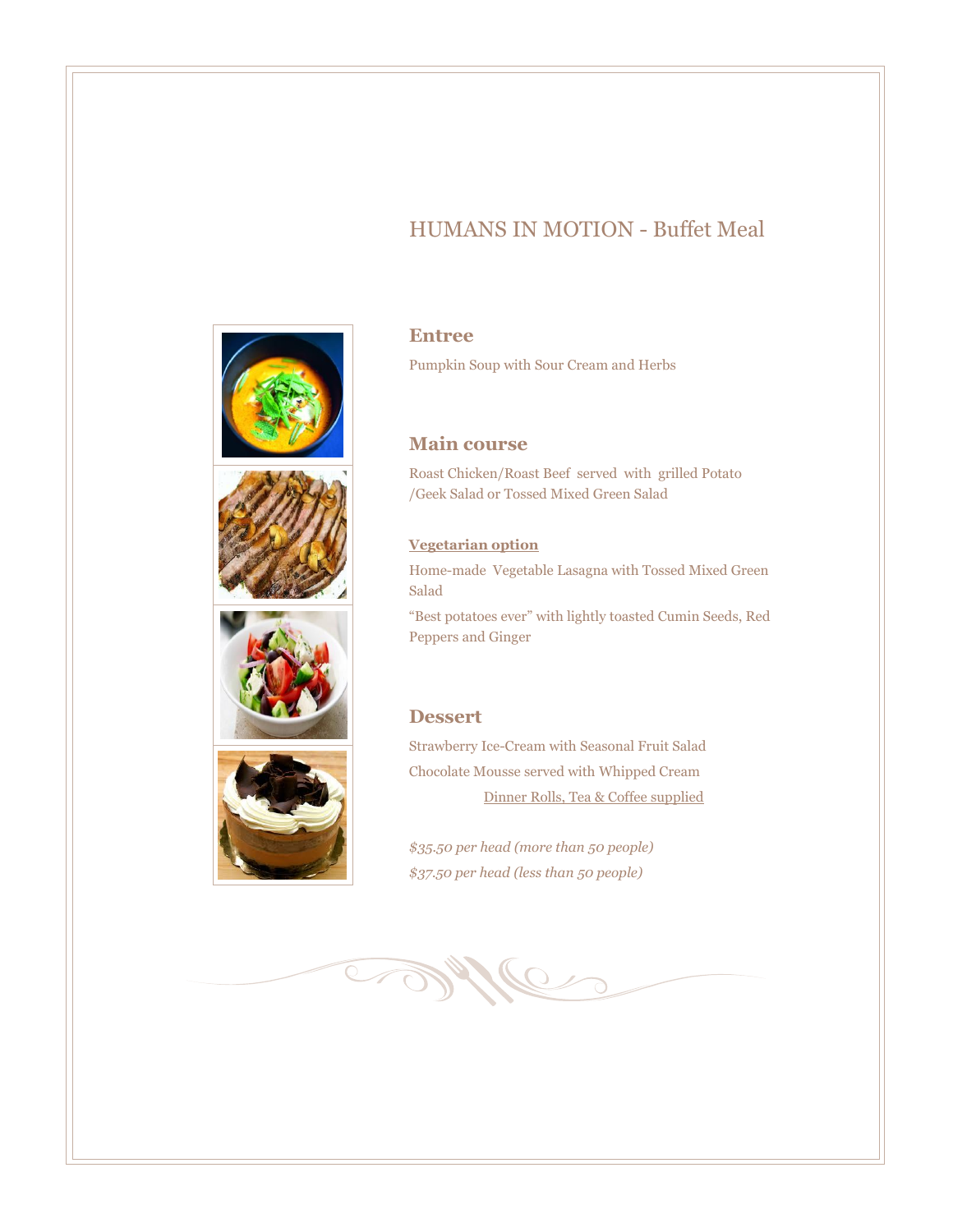# HUMANS IN MOTION - Buffet Meal

## Entree

Pumpkin Soup with Sour Cream and Herbs

## Main course

Roast Chicken/Roast Beef served with grilled Potato /Geek Salad or Tossed Mixed Green Salad

**Vegetarian option**

Home-made Vegetable Lasagna with Tossed Mixed Green Salad

"Best potatoes ever" with lightly toasted Cumin Seeds, Red Peppers and Ginger

## Dessert

Strawberry Ice-Cream with Seasonal Fruit Salad

Chocolate Mousse served with Whipped Cream

Dinner Rolls, Tea & Coffee supplied

*$35.50 per head (more than 50 people)*

*$37.50 per head (less than 50 people)*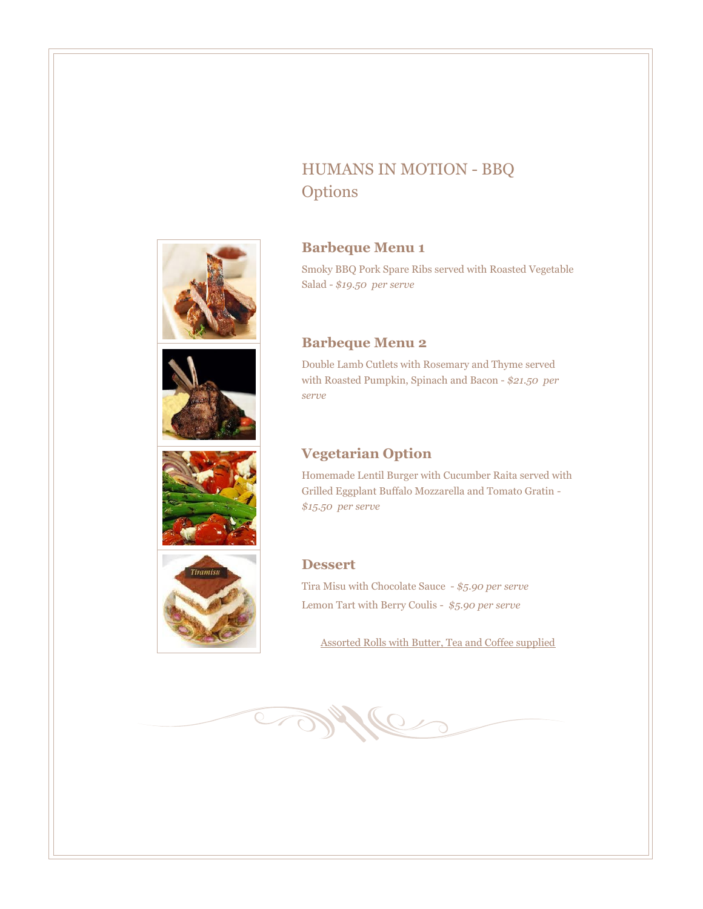# HUMANS IN MOTION - BBQ Options

## Barbeque Menu 1

Smoky BBQ Pork Spare Ribs served with Roasted Vegetable Salad - *$19.50 per serve*

## Barbeque Menu 2

Double Lamb Cutlets with Rosemary and Thyme served with Roasted Pumpkin, Spinach and Bacon - *$21.50 per serve*

## Vegetarian Option

Homemade Lentil Burger with Cucumber Raita served with Grilled Eggplant Buffalo Mozzarella and Tomato Gratin - *$15.50 per serve*

## Dessert

Tira Misu with Chocolate Sauce - *$5.90 per serve*

Lemon Tart with Berry Coulis - *$5.90 per serve*

<u>Assorted Rolls with Butter, Tea and Coffee supplied</u>